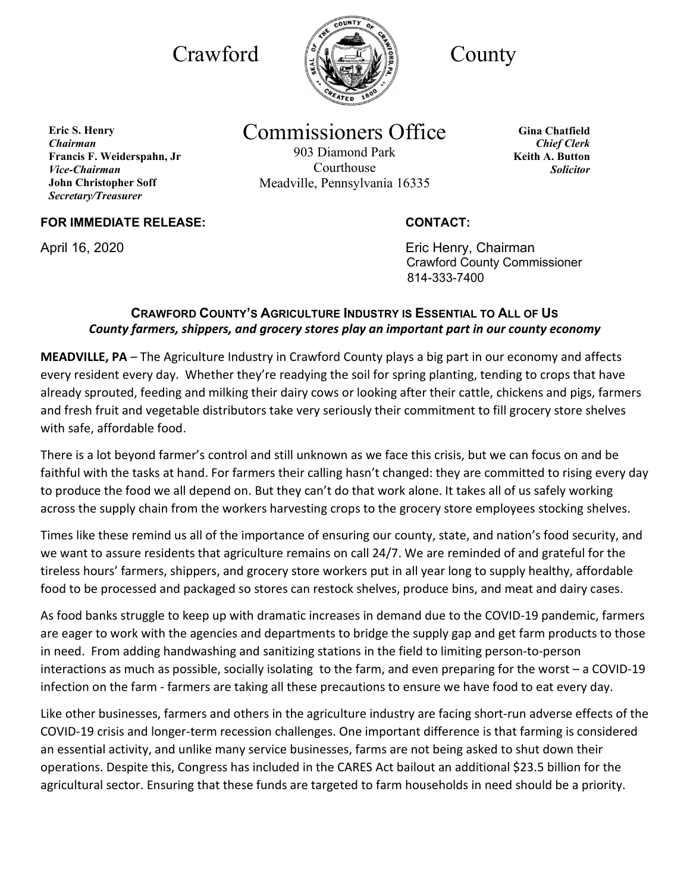# Crawford County

**Eric S. Henry**
*Chairman*
**Francis F. Weiderspahn, Jr**
*Vice-Chairman*
**John Christopher Soff**
*Secretary/Treasurer*

## Commissioners Office

903 Diamond Park
Courthouse
Meadville, Pennsylvania 16335

**Gina Chatfield**
*Chief Clerk*
**Keith A. Button**
*Solicitor*

**FOR IMMEDIATE RELEASE:**

April 16, 2020

**CONTACT:**

Eric Henry, Chairman
Crawford County Commissioner
814-333-7400

### CRAWFORD COUNTY'S AGRICULTURE INDUSTRY IS ESSENTIAL TO ALL OF US

***County farmers, shippers, and grocery stores play an important part in our county economy***

**MEADVILLE, PA** – The Agriculture Industry in Crawford County plays a big part in our economy and affects every resident every day. Whether they're readying the soil for spring planting, tending to crops that have already sprouted, feeding and milking their dairy cows or looking after their cattle, chickens and pigs, farmers and fresh fruit and vegetable distributors take very seriously their commitment to fill grocery store shelves with safe, affordable food.

There is a lot beyond farmer's control and still unknown as we face this crisis, but we can focus on and be faithful with the tasks at hand. For farmers their calling hasn't changed: they are committed to rising every day to produce the food we all depend on. But they can't do that work alone. It takes all of us safely working across the supply chain from the workers harvesting crops to the grocery store employees stocking shelves.

Times like these remind us all of the importance of ensuring our county, state, and nation's food security, and we want to assure residents that agriculture remains on call 24/7. We are reminded of and grateful for the tireless hours' farmers, shippers, and grocery store workers put in all year long to supply healthy, affordable food to be processed and packaged so stores can restock shelves, produce bins, and meat and dairy cases.

As food banks struggle to keep up with dramatic increases in demand due to the COVID-19 pandemic, farmers are eager to work with the agencies and departments to bridge the supply gap and get farm products to those in need. From adding handwashing and sanitizing stations in the field to limiting person-to-person interactions as much as possible, socially isolating to the farm, and even preparing for the worst – a COVID-19 infection on the farm - farmers are taking all these precautions to ensure we have food to eat every day.

Like other businesses, farmers and others in the agriculture industry are facing short-run adverse effects of the COVID-19 crisis and longer-term recession challenges. One important difference is that farming is considered an essential activity, and unlike many service businesses, farms are not being asked to shut down their operations. Despite this, Congress has included in the CARES Act bailout an additional $23.5 billion for the agricultural sector. Ensuring that these funds are targeted to farm households in need should be a priority.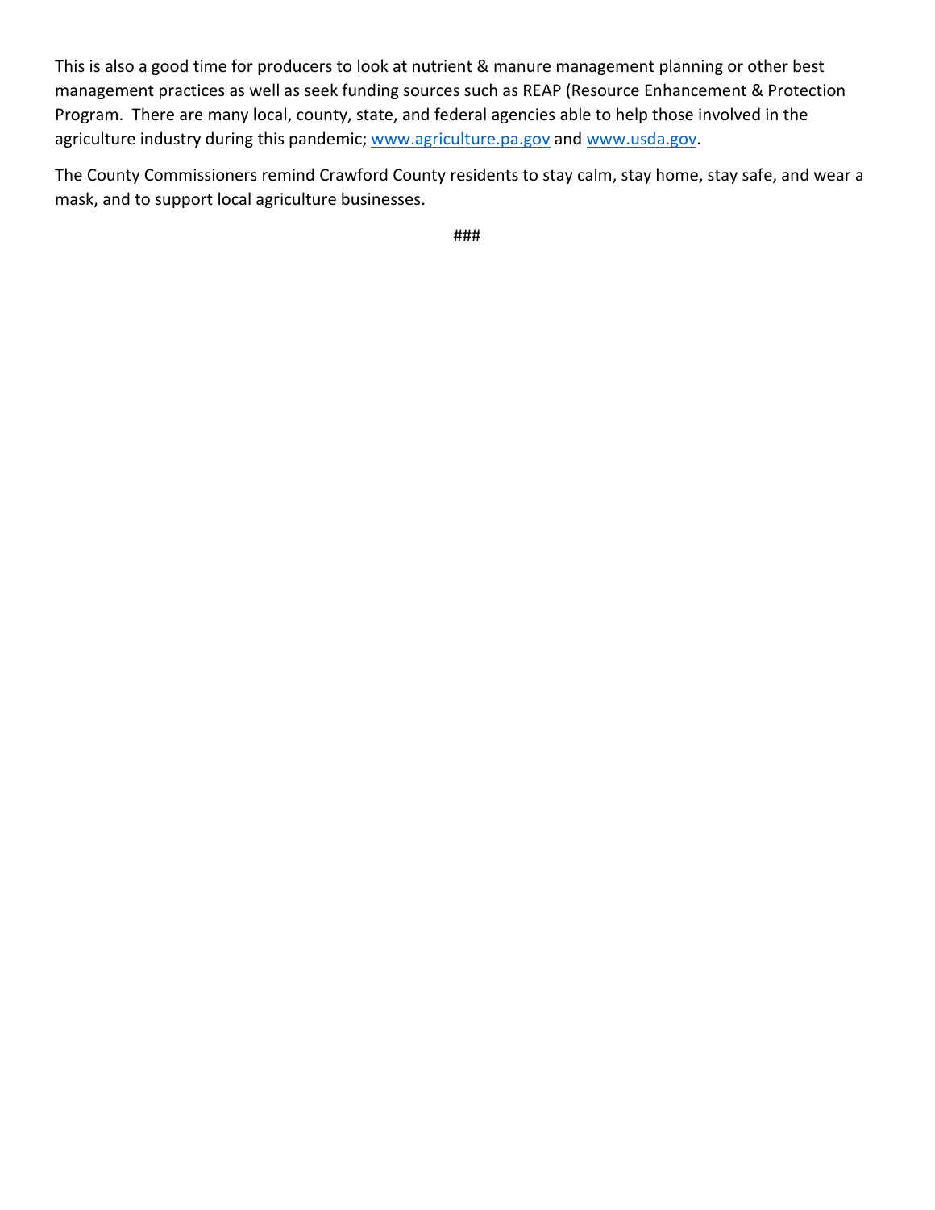This is also a good time for producers to look at nutrient & manure management planning or other best management practices as well as seek funding sources such as REAP (Resource Enhancement & Protection Program.  There are many local, county, state, and federal agencies able to help those involved in the agriculture industry during this pandemic; [www.agriculture.pa.gov](http://www.agriculture.pa.gov) and [www.usda.gov](http://www.usda.gov).

The County Commissioners remind Crawford County residents to stay calm, stay home, stay safe, and wear a mask, and to support local agriculture businesses.

###